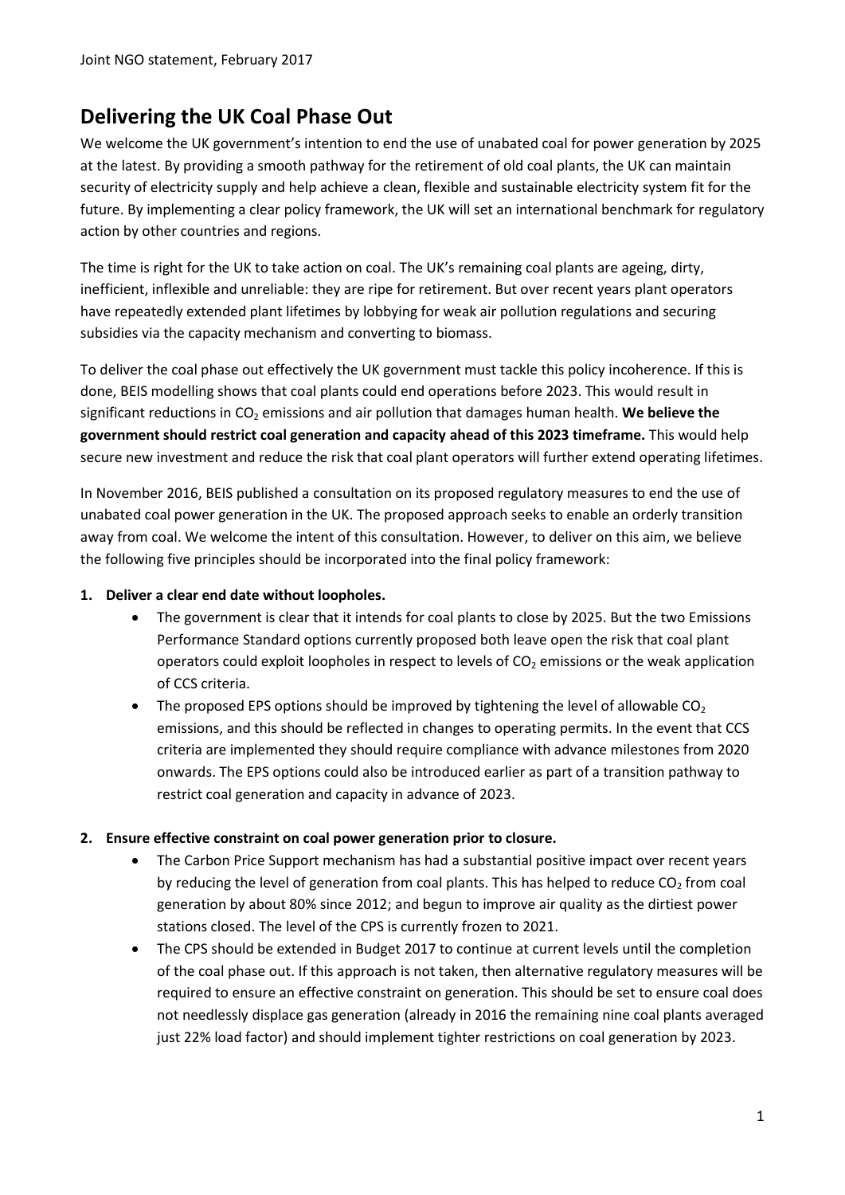Joint NGO statement, February 2017

# Delivering the UK Coal Phase Out

We welcome the UK government's intention to end the use of unabated coal for power generation by 2025 at the latest. By providing a smooth pathway for the retirement of old coal plants, the UK can maintain security of electricity supply and help achieve a clean, flexible and sustainable electricity system fit for the future. By implementing a clear policy framework, the UK will set an international benchmark for regulatory action by other countries and regions.

The time is right for the UK to take action on coal. The UK's remaining coal plants are ageing, dirty, inefficient, inflexible and unreliable: they are ripe for retirement. But over recent years plant operators have repeatedly extended plant lifetimes by lobbying for weak air pollution regulations and securing subsidies via the capacity mechanism and converting to biomass.

To deliver the coal phase out effectively the UK government must tackle this policy incoherence. If this is done, BEIS modelling shows that coal plants could end operations before 2023. This would result in significant reductions in $CO_2$ emissions and air pollution that damages human health. **We believe the government should restrict coal generation and capacity ahead of this 2023 timeframe.** This would help secure new investment and reduce the risk that coal plant operators will further extend operating lifetimes.

In November 2016, BEIS published a consultation on its proposed regulatory measures to end the use of unabated coal power generation in the UK. The proposed approach seeks to enable an orderly transition away from coal. We welcome the intent of this consultation. However, to deliver on this aim, we believe the following five principles should be incorporated into the final policy framework:

1. **Deliver a clear end date without loopholes.**
   - The government is clear that it intends for coal plants to close by 2025. But the two Emissions Performance Standard options currently proposed both leave open the risk that coal plant operators could exploit loopholes in respect to levels of $CO_2$ emissions or the weak application of CCS criteria.
   - The proposed EPS options should be improved by tightening the level of allowable $CO_2$ emissions, and this should be reflected in changes to operating permits. In the event that CCS criteria are implemented they should require compliance with advance milestones from 2020 onwards. The EPS options could also be introduced earlier as part of a transition pathway to restrict coal generation and capacity in advance of 2023.

2. **Ensure effective constraint on coal power generation prior to closure.**
   - The Carbon Price Support mechanism has had a substantial positive impact over recent years by reducing the level of generation from coal plants. This has helped to reduce $CO_2$ from coal generation by about 80% since 2012; and begun to improve air quality as the dirtiest power stations closed. The level of the CPS is currently frozen to 2021.
   - The CPS should be extended in Budget 2017 to continue at current levels until the completion of the coal phase out. If this approach is not taken, then alternative regulatory measures will be required to ensure an effective constraint on generation. This should be set to ensure coal does not needlessly displace gas generation (already in 2016 the remaining nine coal plants averaged just 22% load factor) and should implement tighter restrictions on coal generation by 2023.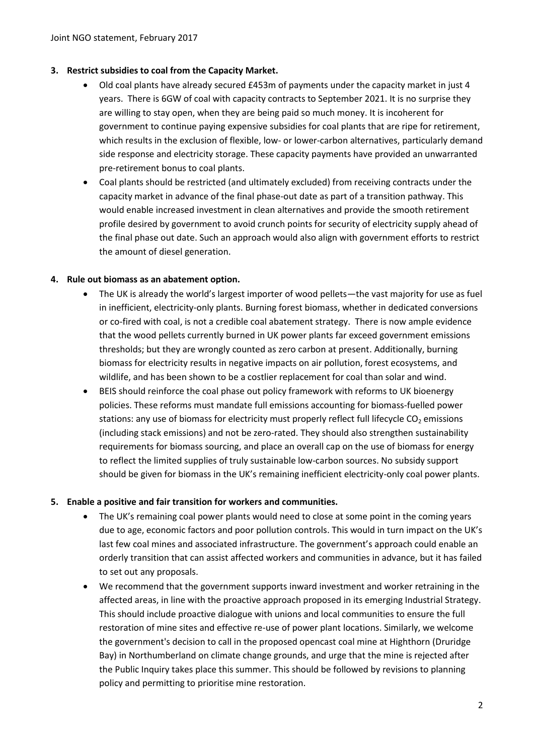3. **Restrict subsidies to coal from the Capacity Market.**
   - Old coal plants have already secured £453m of payments under the capacity market in just 4 years. There is 6GW of coal with capacity contracts to September 2021. It is no surprise they are willing to stay open, when they are being paid so much money. It is incoherent for government to continue paying expensive subsidies for coal plants that are ripe for retirement, which results in the exclusion of flexible, low- or lower-carbon alternatives, particularly demand side response and electricity storage. These capacity payments have provided an unwarranted pre-retirement bonus to coal plants.
   - Coal plants should be restricted (and ultimately excluded) from receiving contracts under the capacity market in advance of the final phase-out date as part of a transition pathway. This would enable increased investment in clean alternatives and provide the smooth retirement profile desired by government to avoid crunch points for security of electricity supply ahead of the final phase out date. Such an approach would also align with government efforts to restrict the amount of diesel generation.

4. **Rule out biomass as an abatement option.**
   - The UK is already the world's largest importer of wood pellets—the vast majority for use as fuel in inefficient, electricity-only plants. Burning forest biomass, whether in dedicated conversions or co-fired with coal, is not a credible coal abatement strategy. There is now ample evidence that the wood pellets currently burned in UK power plants far exceed government emissions thresholds; but they are wrongly counted as zero carbon at present. Additionally, burning biomass for electricity results in negative impacts on air pollution, forest ecosystems, and wildlife, and has been shown to be a costlier replacement for coal than solar and wind.
   - BEIS should reinforce the coal phase out policy framework with reforms to UK bioenergy policies. These reforms must mandate full emissions accounting for biomass-fuelled power stations: any use of biomass for electricity must properly reflect full lifecycle $CO_2$ emissions (including stack emissions) and not be zero-rated. They should also strengthen sustainability requirements for biomass sourcing, and place an overall cap on the use of biomass for energy to reflect the limited supplies of truly sustainable low-carbon sources. No subsidy support should be given for biomass in the UK's remaining inefficient electricity-only coal power plants.

5. **Enable a positive and fair transition for workers and communities.**
   - The UK's remaining coal power plants would need to close at some point in the coming years due to age, economic factors and poor pollution controls. This would in turn impact on the UK's last few coal mines and associated infrastructure. The government's approach could enable an orderly transition that can assist affected workers and communities in advance, but it has failed to set out any proposals.
   - We recommend that the government supports inward investment and worker retraining in the affected areas, in line with the proactive approach proposed in its emerging Industrial Strategy. This should include proactive dialogue with unions and local communities to ensure the full restoration of mine sites and effective re-use of power plant locations. Similarly, we welcome the government's decision to call in the proposed opencast coal mine at Highthorn (Druridge Bay) in Northumberland on climate change grounds, and urge that the mine is rejected after the Public Inquiry takes place this summer. This should be followed by revisions to planning policy and permitting to prioritise mine restoration.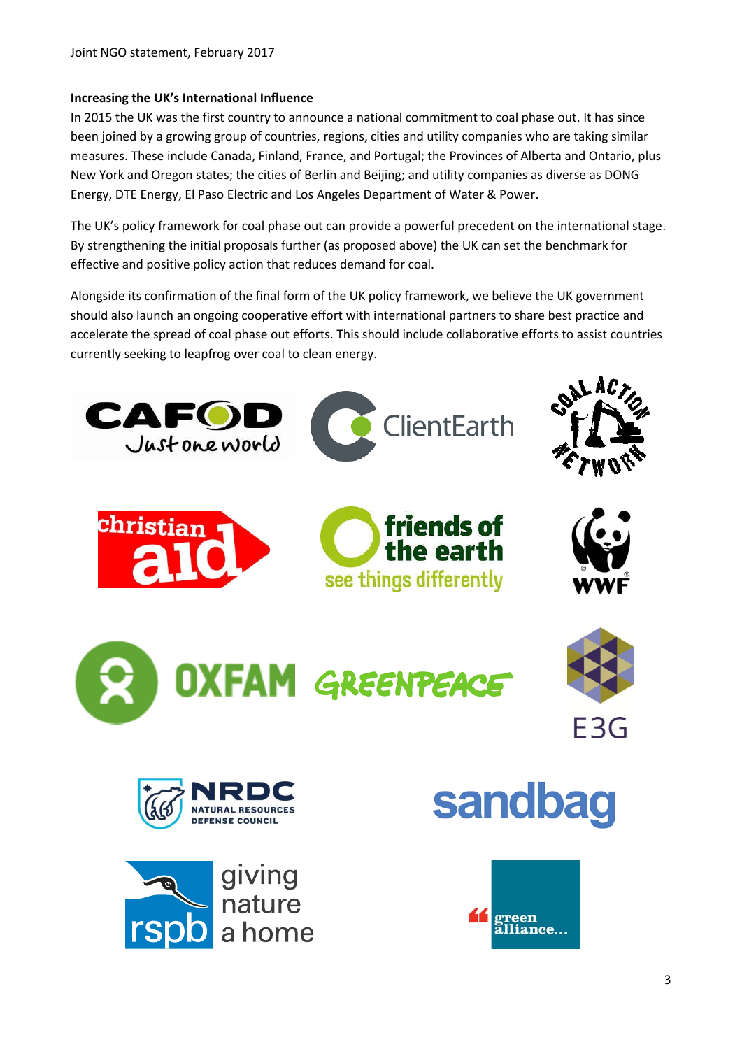**Increasing the UK's International Influence**

In 2015 the UK was the first country to announce a national commitment to coal phase out. It has since been joined by a growing group of countries, regions, cities and utility companies who are taking similar measures. These include Canada, Finland, France, and Portugal; the Provinces of Alberta and Ontario, plus New York and Oregon states; the cities of Berlin and Beijing; and utility companies as diverse as DONG Energy, DTE Energy, El Paso Electric and Los Angeles Department of Water & Power.

The UK's policy framework for coal phase out can provide a powerful precedent on the international stage. By strengthening the initial proposals further (as proposed above) the UK can set the benchmark for effective and positive policy action that reduces demand for coal.

Alongside its confirmation of the final form of the UK policy framework, we believe the UK government should also launch an ongoing cooperative effort with international partners to share best practice and accelerate the spread of coal phase out efforts. This should include collaborative efforts to assist countries currently seeking to leapfrog over coal to clean energy.

CAFOD Just one world

ClientEarth

Coal Action Network

christian aid

friends of the earth see things differently

WWF

OXFAM

GREENPEACE

E3G

NRDC Natural Resources Defense Council

sandbag

rspb giving nature a home

green alliance...